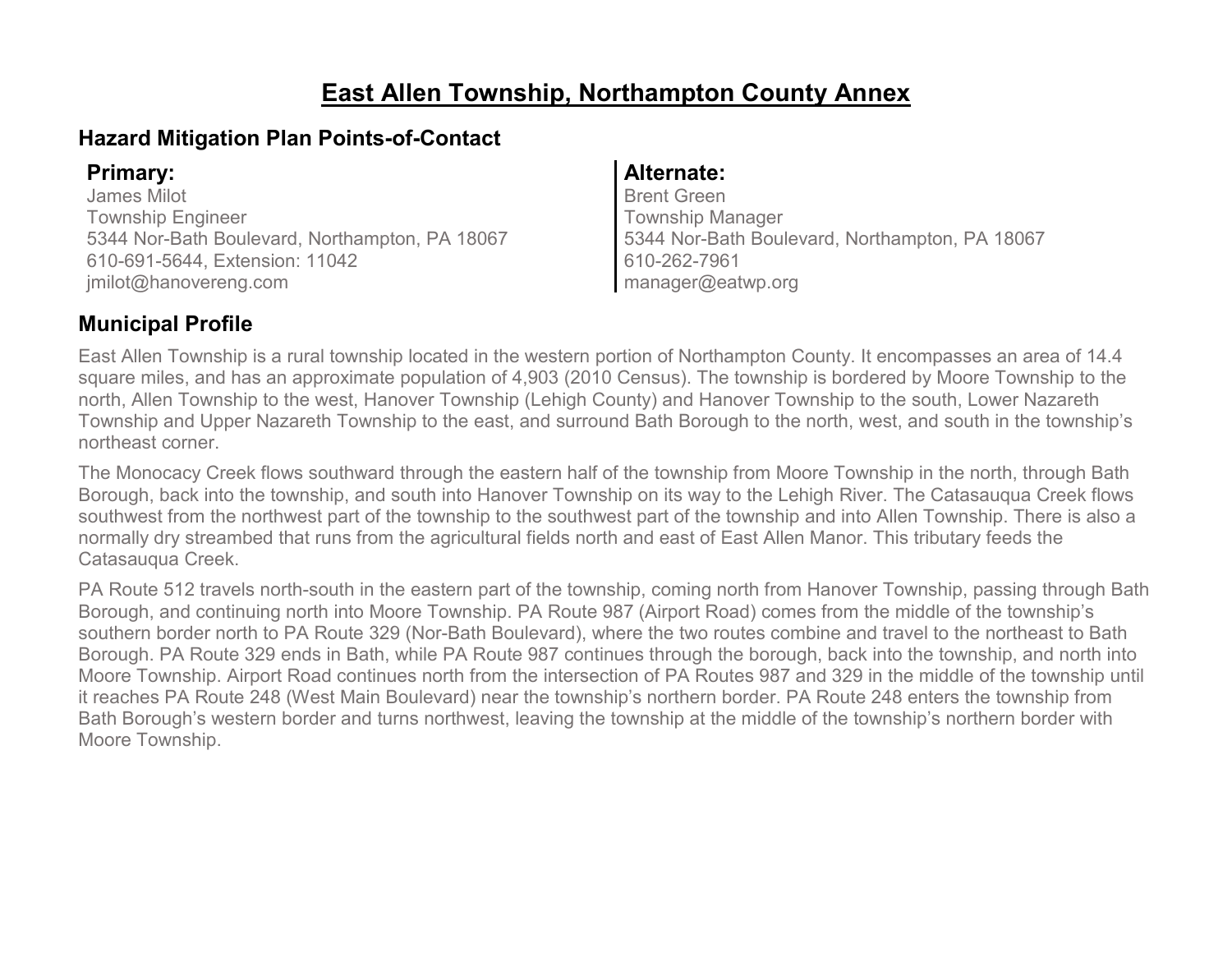# East Allen Township, Northampton County Annex

## Hazard Mitigation Plan Points-of-Contact

### Primary:

James Milot
Township Engineer
5344 Nor-Bath Boulevard, Northampton, PA 18067
610-691-5644, Extension: 11042
jmilot@hanovereng.com

### Alternate:

Brent Green
Township Manager
5344 Nor-Bath Boulevard, Northampton, PA 18067
610-262-7961
manager@eatwp.org

## Municipal Profile

East Allen Township is a rural township located in the western portion of Northampton County. It encompasses an area of 14.4 square miles, and has an approximate population of 4,903 (2010 Census). The township is bordered by Moore Township to the north, Allen Township to the west, Hanover Township (Lehigh County) and Hanover Township to the south, Lower Nazareth Township and Upper Nazareth Township to the east, and surround Bath Borough to the north, west, and south in the township's northeast corner.

The Monocacy Creek flows southward through the eastern half of the township from Moore Township in the north, through Bath Borough, back into the township, and south into Hanover Township on its way to the Lehigh River. The Catasauqua Creek flows southwest from the northwest part of the township to the southwest part of the township and into Allen Township. There is also a normally dry streambed that runs from the agricultural fields north and east of East Allen Manor. This tributary feeds the Catasauqua Creek.

PA Route 512 travels north-south in the eastern part of the township, coming north from Hanover Township, passing through Bath Borough, and continuing north into Moore Township. PA Route 987 (Airport Road) comes from the middle of the township's southern border north to PA Route 329 (Nor-Bath Boulevard), where the two routes combine and travel to the northeast to Bath Borough. PA Route 329 ends in Bath, while PA Route 987 continues through the borough, back into the township, and north into Moore Township. Airport Road continues north from the intersection of PA Routes 987 and 329 in the middle of the township until it reaches PA Route 248 (West Main Boulevard) near the township's northern border. PA Route 248 enters the township from Bath Borough's western border and turns northwest, leaving the township at the middle of the township's northern border with Moore Township.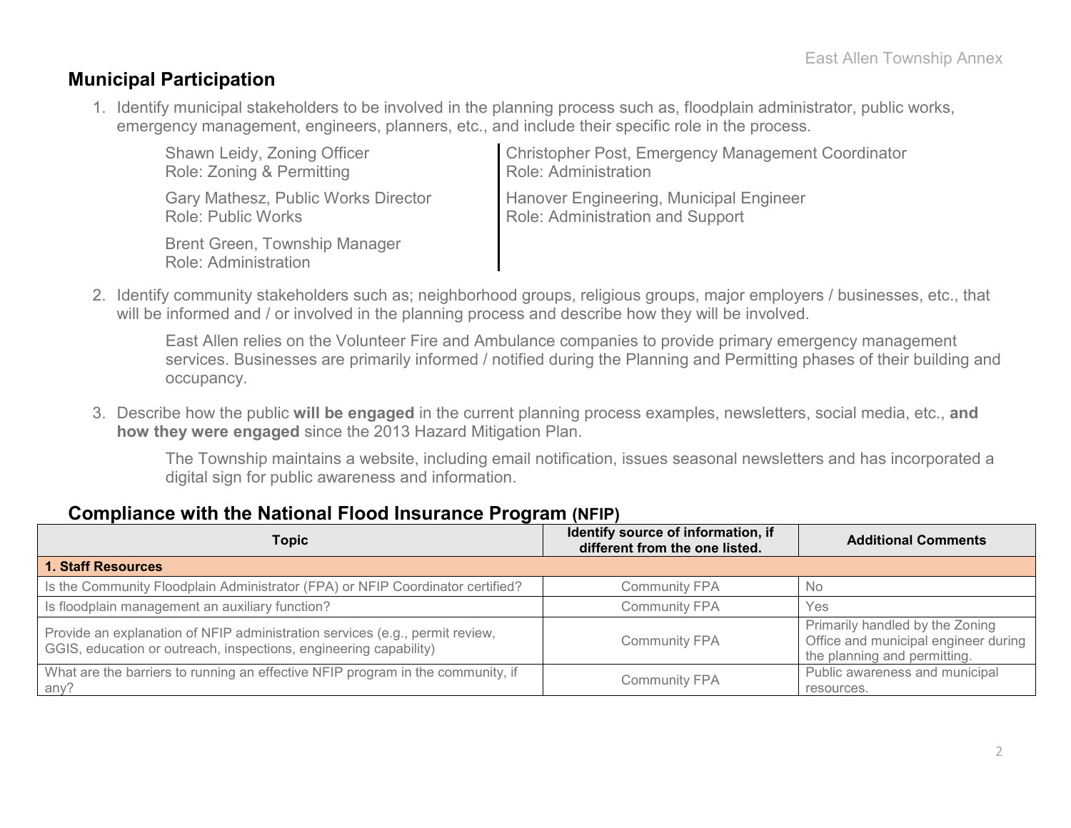## Municipal Participation

1. Identify municipal stakeholders to be involved in the planning process such as, floodplain administrator, public works, emergency management, engineers, planners, etc., and include their specific role in the process.

   Shawn Leidy, Zoning Officer
   Role: Zoning & Permitting

   Gary Mathesz, Public Works Director
   Role: Public Works

   Brent Green, Township Manager
   Role: Administration

   Christopher Post, Emergency Management Coordinator
   Role: Administration

   Hanover Engineering, Municipal Engineer
   Role: Administration and Support

2. Identify community stakeholders such as; neighborhood groups, religious groups, major employers / businesses, etc., that will be informed and / or involved in the planning process and describe how they will be involved.

   East Allen relies on the Volunteer Fire and Ambulance companies to provide primary emergency management services. Businesses are primarily informed / notified during the Planning and Permitting phases of their building and occupancy.

3. Describe how the public **will be engaged** in the current planning process examples, newsletters, social media, etc., **and how they were engaged** since the 2013 Hazard Mitigation Plan.

   The Township maintains a website, including email notification, issues seasonal newsletters and has incorporated a digital sign for public awareness and information.

## Compliance with the National Flood Insurance Program (NFIP)

| Topic | Identify source of information, if different from the one listed. | Additional Comments |
|---|---|---|
| **1. Staff Resources** | | |
| Is the Community Floodplain Administrator (FPA) or NFIP Coordinator certified? | Community FPA | No |
| Is floodplain management an auxiliary function? | Community FPA | Yes |
| Provide an explanation of NFIP administration services (e.g., permit review, GGIS, education or outreach, inspections, engineering capability) | Community FPA | Primarily handled by the Zoning Office and municipal engineer during the planning and permitting. |
| What are the barriers to running an effective NFIP program in the community, if any? | Community FPA | Public awareness and municipal resources. |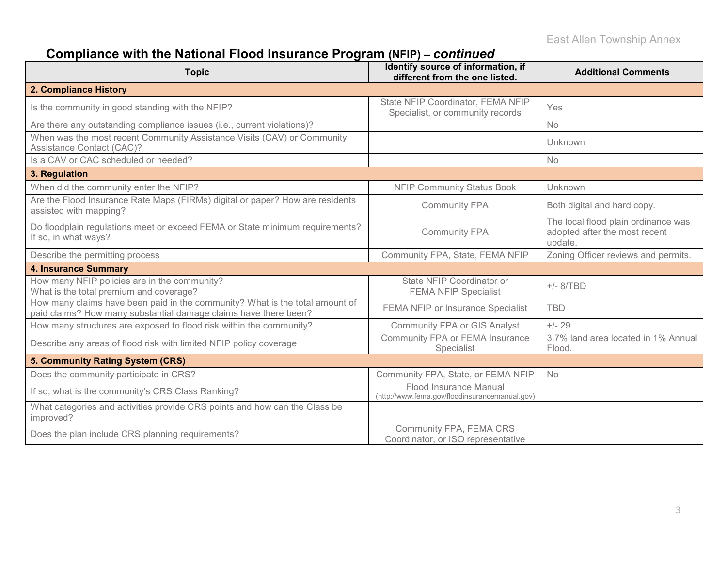## Compliance with the National Flood Insurance Program (NFIP) – *continued*

| Topic | Identify source of information, if different from the one listed. | Additional Comments |
|---|---|---|
| **2. Compliance History** | | |
| Is the community in good standing with the NFIP? | State NFIP Coordinator, FEMA NFIP Specialist, or community records | Yes |
| Are there any outstanding compliance issues (i.e., current violations)? | | No |
| When was the most recent Community Assistance Visits (CAV) or Community Assistance Contact (CAC)? | | Unknown |
| Is a CAV or CAC scheduled or needed? | | No |
| **3. Regulation** | | |
| When did the community enter the NFIP? | NFIP Community Status Book | Unknown |
| Are the Flood Insurance Rate Maps (FIRMs) digital or paper? How are residents assisted with mapping? | Community FPA | Both digital and hard copy. |
| Do floodplain regulations meet or exceed FEMA or State minimum requirements? If so, in what ways? | Community FPA | The local flood plain ordinance was adopted after the most recent update. |
| Describe the permitting process | Community FPA, State, FEMA NFIP | Zoning Officer reviews and permits. |
| **4. Insurance Summary** | | |
| How many NFIP policies are in the community? What is the total premium and coverage? | State NFIP Coordinator or FEMA NFIP Specialist | +/- 8/TBD |
| How many claims have been paid in the community? What is the total amount of paid claims? How many substantial damage claims have there been? | FEMA NFIP or Insurance Specialist | TBD |
| How many structures are exposed to flood risk within the community? | Community FPA or GIS Analyst | +/- 29 |
| Describe any areas of flood risk with limited NFIP policy coverage | Community FPA or FEMA Insurance Specialist | 3.7% land area located in 1% Annual Flood. |
| **5. Community Rating System (CRS)** | | |
| Does the community participate in CRS? | Community FPA, State, or FEMA NFIP | No |
| If so, what is the community's CRS Class Ranking? | Flood Insurance Manual (http://www.fema.gov/floodinsurancemanual.gov) | |
| What categories and activities provide CRS points and how can the Class be improved? | | |
| Does the plan include CRS planning requirements? | Community FPA, FEMA CRS Coordinator, or ISO representative | |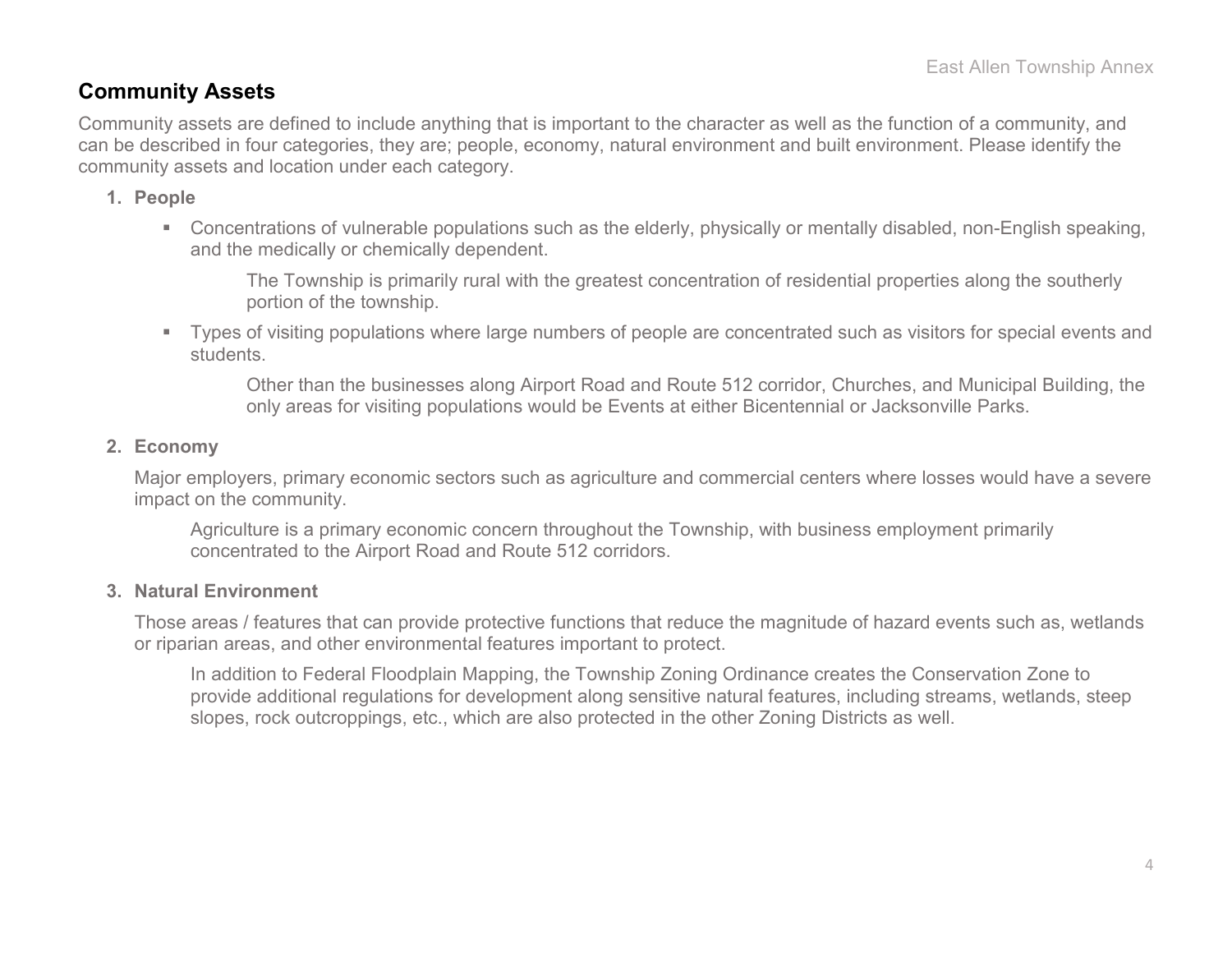## Community Assets

Community assets are defined to include anything that is important to the character as well as the function of a community, and can be described in four categories, they are; people, economy, natural environment and built environment. Please identify the community assets and location under each category.

1. **People**

   - Concentrations of vulnerable populations such as the elderly, physically or mentally disabled, non-English speaking, and the medically or chemically dependent.

     The Township is primarily rural with the greatest concentration of residential properties along the southerly portion of the township.

   - Types of visiting populations where large numbers of people are concentrated such as visitors for special events and students.

     Other than the businesses along Airport Road and Route 512 corridor, Churches, and Municipal Building, the only areas for visiting populations would be Events at either Bicentennial or Jacksonville Parks.

2. **Economy**

   Major employers, primary economic sectors such as agriculture and commercial centers where losses would have a severe impact on the community.

   Agriculture is a primary economic concern throughout the Township, with business employment primarily concentrated to the Airport Road and Route 512 corridors.

3. **Natural Environment**

   Those areas / features that can provide protective functions that reduce the magnitude of hazard events such as, wetlands or riparian areas, and other environmental features important to protect.

   In addition to Federal Floodplain Mapping, the Township Zoning Ordinance creates the Conservation Zone to provide additional regulations for development along sensitive natural features, including streams, wetlands, steep slopes, rock outcroppings, etc., which are also protected in the other Zoning Districts as well.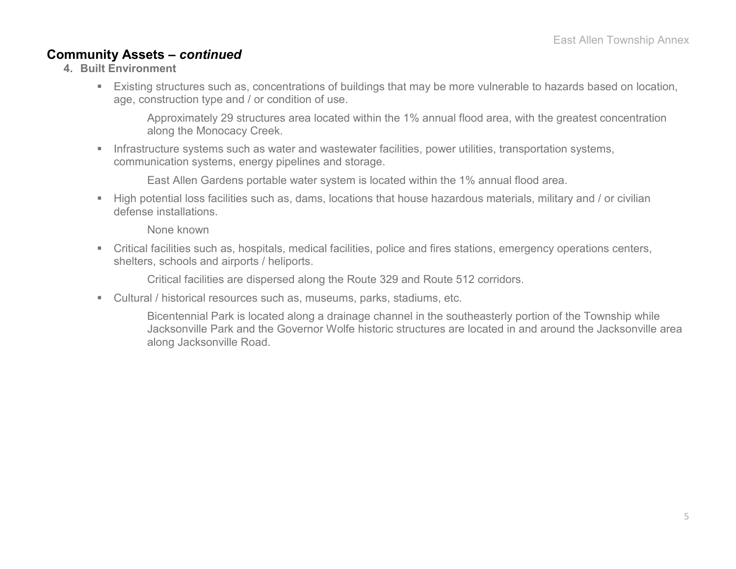## Community Assets – *continued*

**4. Built Environment**

- Existing structures such as, concentrations of buildings that may be more vulnerable to hazards based on location, age, construction type and / or condition of use.

  Approximately 29 structures area located within the 1% annual flood area, with the greatest concentration along the Monocacy Creek.

- Infrastructure systems such as water and wastewater facilities, power utilities, transportation systems, communication systems, energy pipelines and storage.

  East Allen Gardens portable water system is located within the 1% annual flood area.

- High potential loss facilities such as, dams, locations that house hazardous materials, military and / or civilian defense installations.

  None known

- Critical facilities such as, hospitals, medical facilities, police and fires stations, emergency operations centers, shelters, schools and airports / heliports.

  Critical facilities are dispersed along the Route 329 and Route 512 corridors.

- Cultural / historical resources such as, museums, parks, stadiums, etc.

  Bicentennial Park is located along a drainage channel in the southeasterly portion of the Township while Jacksonville Park and the Governor Wolfe historic structures are located in and around the Jacksonville area along Jacksonville Road.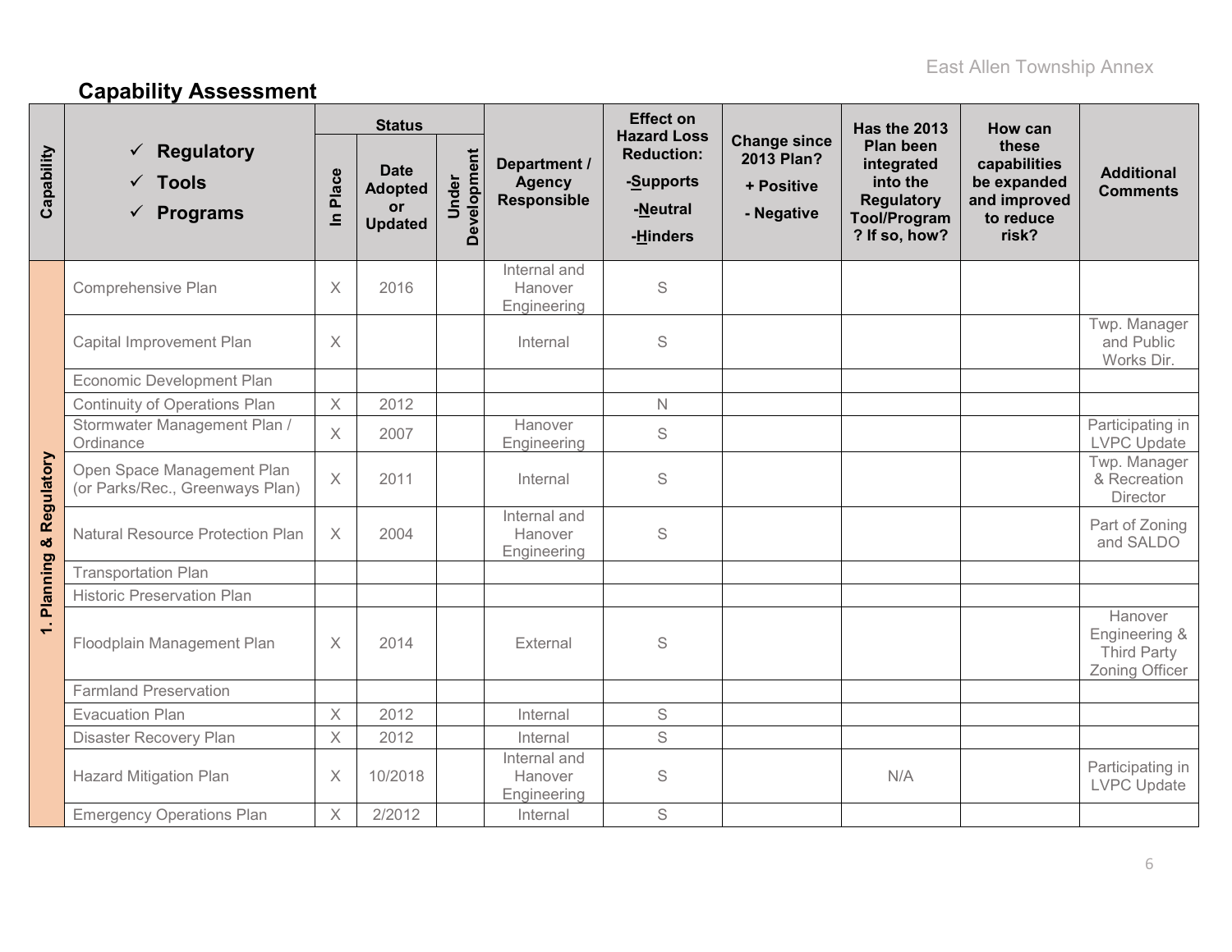## Capability Assessment

| Capability | ✓ Regulatory ✓ Tools ✓ Programs | Status | | | Department / Agency Responsible | Effect on Hazard Loss Reduction: -Supports -Neutral -Hinders | Change since 2013 Plan? + Positive - Negative | Has the 2013 Plan been integrated into the Regulatory Tool/Program? If so, how? | How can these capabilities be expanded and improved to reduce risk? | Additional Comments |
|---|---|---|---|---|---|---|---|---|---|---|
| | | In Place | Date Adopted or Updated | Under Development | | | | | | |
| 1. Planning & Regulatory | Comprehensive Plan | X | 2016 | | Internal and Hanover Engineering | S | | | | |
| | Capital Improvement Plan | X | | | Internal | S | | | | Twp. Manager and Public Works Dir. |
| | Economic Development Plan | | | | | | | | | |
| | Continuity of Operations Plan | X | 2012 | | | N | | | | |
| | Stormwater Management Plan / Ordinance | X | 2007 | | Hanover Engineering | S | | | | Participating in LVPC Update |
| | Open Space Management Plan (or Parks/Rec., Greenways Plan) | X | 2011 | | Internal | S | | | | Twp. Manager & Recreation Director |
| | Natural Resource Protection Plan | X | 2004 | | Internal and Hanover Engineering | S | | | | Part of Zoning and SALDO |
| | Transportation Plan | | | | | | | | | |
| | Historic Preservation Plan | | | | | | | | | |
| | Floodplain Management Plan | X | 2014 | | External | S | | | | Hanover Engineering & Third Party Zoning Officer |
| | Farmland Preservation | | | | | | | | | |
| | Evacuation Plan | X | 2012 | | Internal | S | | | | |
| | Disaster Recovery Plan | X | 2012 | | Internal | S | | | | |
| | Hazard Mitigation Plan | X | 10/2018 | | Internal and Hanover Engineering | S | | N/A | | Participating in LVPC Update |
| | Emergency Operations Plan | X | 2/2012 | | Internal | S | | | | |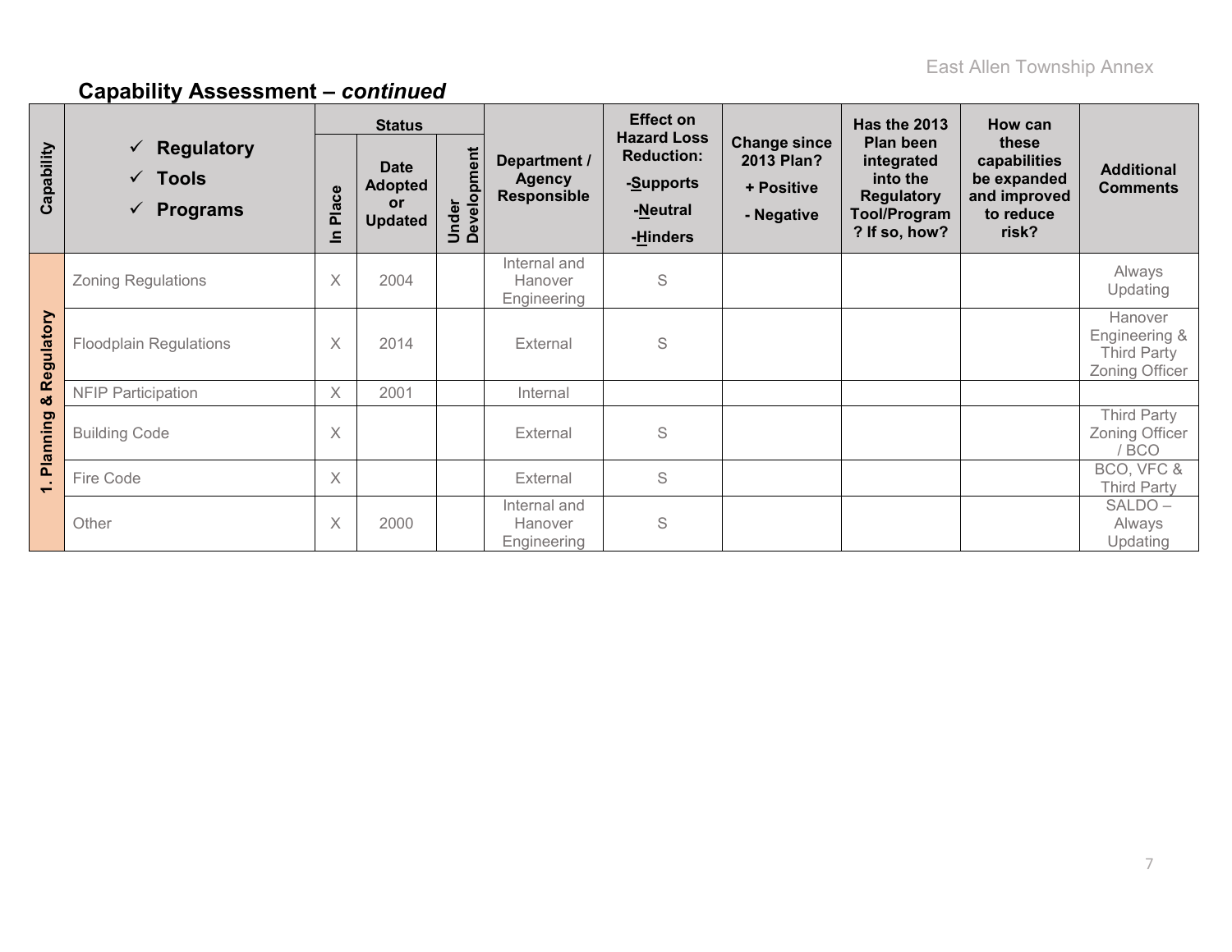## Capability Assessment – *continued*

| Capability | ✓ Regulatory ✓ Tools ✓ Programs | Status | | | Department / Agency Responsible | Effect on Hazard Loss Reduction: -Supports -Neutral -Hinders | Change since 2013 Plan? + Positive - Negative | Has the 2013 Plan been integrated into the Regulatory Tool/Program ? If so, how? | How can these capabilities be expanded and improved to reduce risk? | Additional Comments |
|---|---|---|---|---|---|---|---|---|---|---|
| | | In Place | Date Adopted or Updated | Under Development | | | | | | |
| 1. Planning & Regulatory | Zoning Regulations | X | 2004 | | Internal and Hanover Engineering | S | | | | Always Updating |
| | Floodplain Regulations | X | 2014 | | External | S | | | | Hanover Engineering & Third Party Zoning Officer |
| | NFIP Participation | X | 2001 | | Internal | | | | | |
| | Building Code | X | | | External | S | | | | Third Party Zoning Officer / BCO |
| | Fire Code | X | | | External | S | | | | BCO, VFC & Third Party |
| | Other | X | 2000 | | Internal and Hanover Engineering | S | | | | SALDO – Always Updating |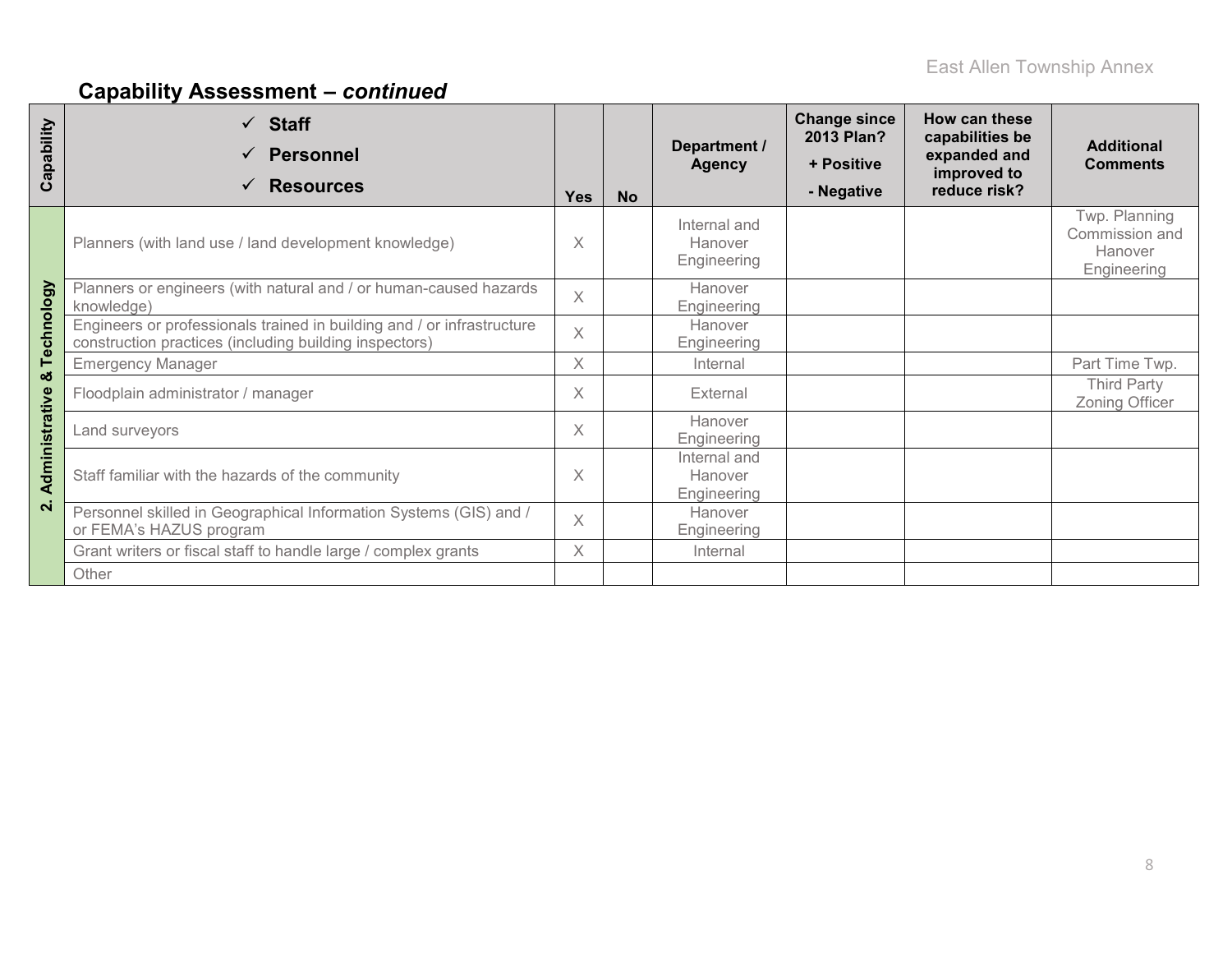## Capability Assessment – *continued*

| Capability | ✓ Staff<br>✓ Personnel<br>✓ Resources | Yes | No | Department / Agency | Change since 2013 Plan?<br>+ Positive<br>- Negative | How can these capabilities be expanded and improved to reduce risk? | Additional Comments |
|---|---|---|---|---|---|---|---|
| 2. Administrative & Technology | Planners (with land use / land development knowledge) | X | | Internal and Hanover Engineering | | | Twp. Planning Commission and Hanover Engineering |
| | Planners or engineers (with natural and / or human-caused hazards knowledge) | X | | Hanover Engineering | | | |
| | Engineers or professionals trained in building and / or infrastructure construction practices (including building inspectors) | X | | Hanover Engineering | | | |
| | Emergency Manager | X | | Internal | | | Part Time Twp. |
| | Floodplain administrator / manager | X | | External | | | Third Party Zoning Officer |
| | Land surveyors | X | | Hanover Engineering | | | |
| | Staff familiar with the hazards of the community | X | | Internal and Hanover Engineering | | | |
| | Personnel skilled in Geographical Information Systems (GIS) and / or FEMA's HAZUS program | X | | Hanover Engineering | | | |
| | Grant writers or fiscal staff to handle large / complex grants | X | | Internal | | | |
| | Other | | | | | | |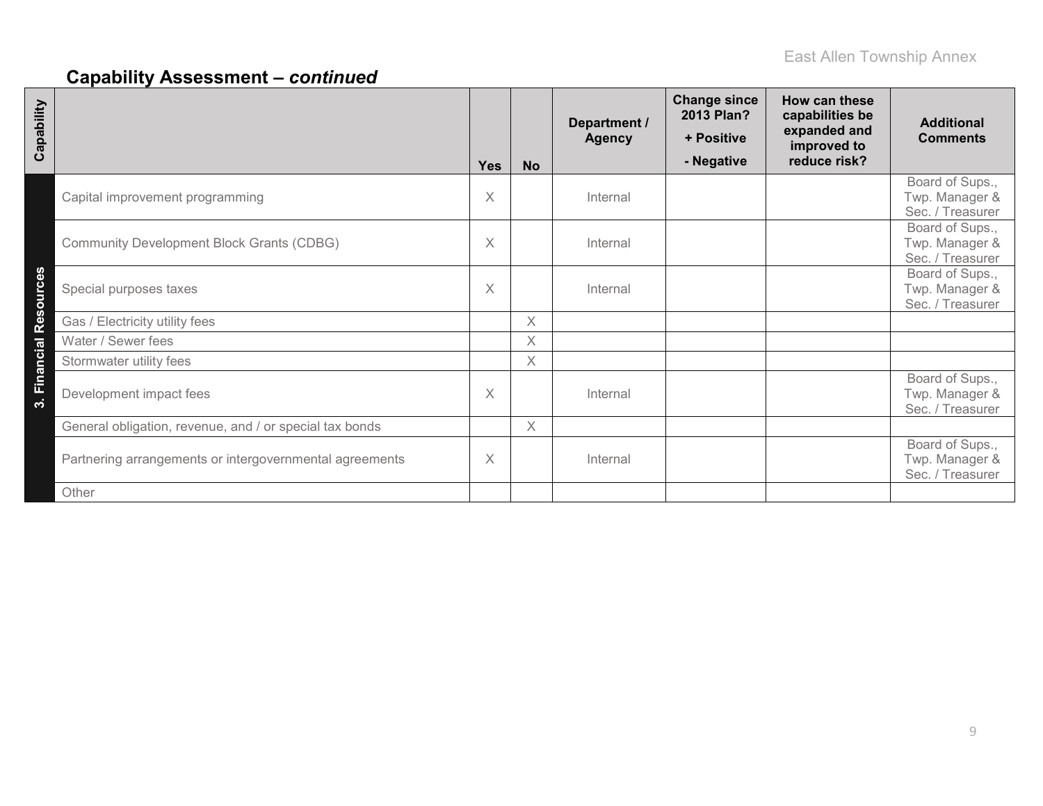## Capability Assessment – *continued*

| Capability | | Yes | No | Department / Agency | Change since 2013 Plan? + Positive - Negative | How can these capabilities be expanded and improved to reduce risk? | Additional Comments |
|---|---|---|---|---|---|---|---|
| 3. Financial Resources | Capital improvement programming | X | | Internal | | | Board of Sups., Twp. Manager & Sec. / Treasurer |
| | Community Development Block Grants (CDBG) | X | | Internal | | | Board of Sups., Twp. Manager & Sec. / Treasurer |
| | Special purposes taxes | X | | Internal | | | Board of Sups., Twp. Manager & Sec. / Treasurer |
| | Gas / Electricity utility fees | | X | | | | |
| | Water / Sewer fees | | X | | | | |
| | Stormwater utility fees | | X | | | | |
| | Development impact fees | X | | Internal | | | Board of Sups., Twp. Manager & Sec. / Treasurer |
| | General obligation, revenue, and / or special tax bonds | | X | | | | |
| | Partnering arrangements or intergovernmental agreements | X | | Internal | | | Board of Sups., Twp. Manager & Sec. / Treasurer |
| | Other | | | | | | |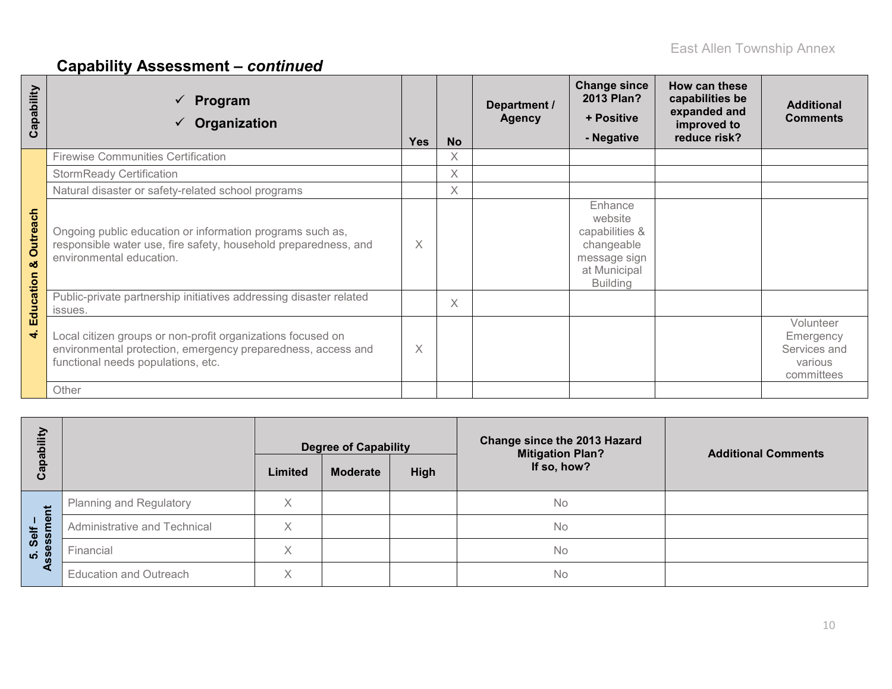## Capability Assessment – *continued*

| Capability | ✓ Program ✓ Organization | Yes | No | Department / Agency | Change since 2013 Plan? + Positive - Negative | How can these capabilities be expanded and improved to reduce risk? | Additional Comments |
|---|---|---|---|---|---|---|---|
| 4. Education & Outreach | Firewise Communities Certification | | X | | | | |
| | StormReady Certification | | X | | | | |
| | Natural disaster or safety-related school programs | | X | | | | |
| | Ongoing public education or information programs such as, responsible water use, fire safety, household preparedness, and environmental education. | X | | | Enhance website capabilities & changeable message sign at Municipal Building | | |
| | Public-private partnership initiatives addressing disaster related issues. | | X | | | | |
| | Local citizen groups or non-profit organizations focused on environmental protection, emergency preparedness, access and functional needs populations, etc. | X | | | | | Volunteer Emergency Services and various committees |
| | Other | | | | | | |

| Capability | | Degree of Capability | | | Change since the 2013 Hazard Mitigation Plan? If so, how? | Additional Comments |
|---|---|---|---|---|---|---|
| | | Limited | Moderate | High | | |
| 5. Self – Assessment | Planning and Regulatory | X | | | No | |
| | Administrative and Technical | X | | | No | |
| | Financial | X | | | No | |
| | Education and Outreach | X | | | No | |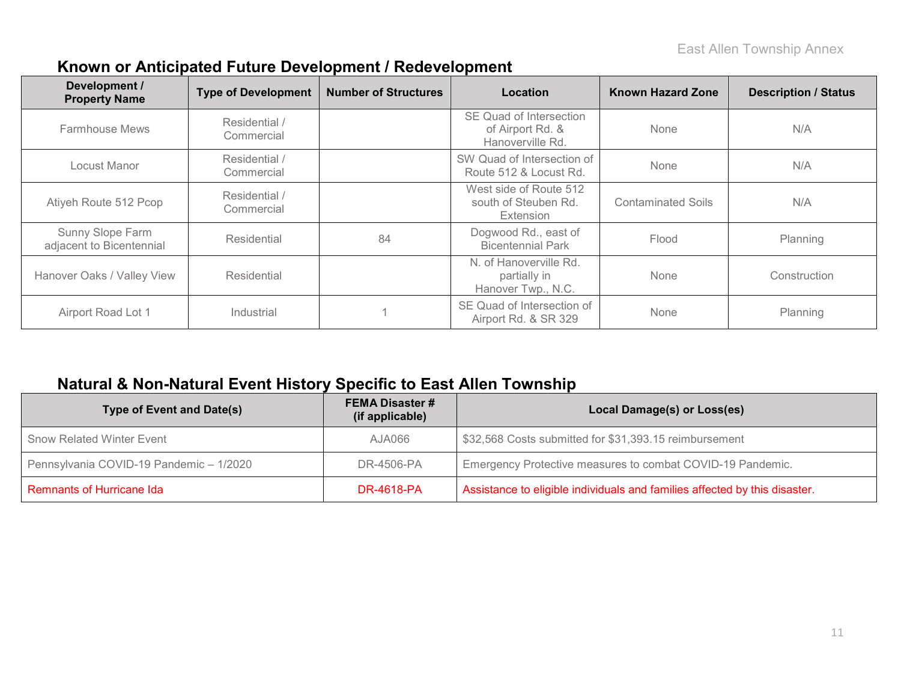## Known or Anticipated Future Development / Redevelopment

| Development / Property Name | Type of Development | Number of Structures | Location | Known Hazard Zone | Description / Status |
|---|---|---|---|---|---|
| Farmhouse Mews | Residential / Commercial | | SE Quad of Intersection of Airport Rd. & Hanoverville Rd. | None | N/A |
| Locust Manor | Residential / Commercial | | SW Quad of Intersection of Route 512 & Locust Rd. | None | N/A |
| Atiyeh Route 512 Pcop | Residential / Commercial | | West side of Route 512 south of Steuben Rd. Extension | Contaminated Soils | N/A |
| Sunny Slope Farm adjacent to Bicentennial | Residential | 84 | Dogwood Rd., east of Bicentennial Park | Flood | Planning |
| Hanover Oaks / Valley View | Residential | | N. of Hanoverville Rd. partially in Hanover Twp., N.C. | None | Construction |
| Airport Road Lot 1 | Industrial | 1 | SE Quad of Intersection of Airport Rd. & SR 329 | None | Planning |

## Natural & Non-Natural Event History Specific to East Allen Township

| Type of Event and Date(s) | FEMA Disaster # (if applicable) | Local Damage(s) or Loss(es) |
|---|---|---|
| Snow Related Winter Event | AJA066 | $32,568 Costs submitted for $31,393.15 reimbursement |
| Pennsylvania COVID-19 Pandemic – 1/2020 | DR-4506-PA | Emergency Protective measures to combat COVID-19 Pandemic. |
| Remnants of Hurricane Ida | DR-4618-PA | Assistance to eligible individuals and families affected by this disaster. |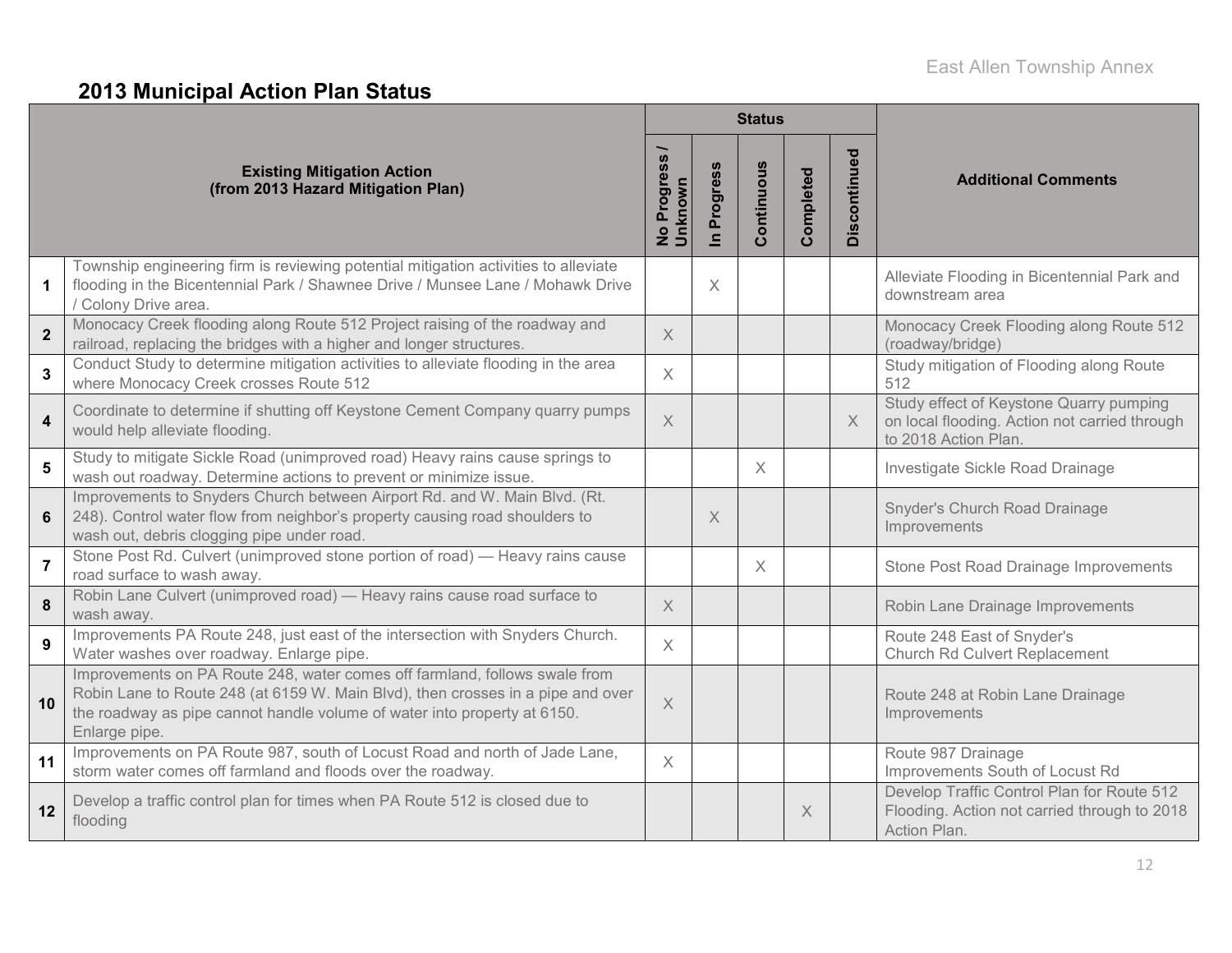## 2013 Municipal Action Plan Status

| | Existing Mitigation Action (from 2013 Hazard Mitigation Plan) | Status | | | | | Additional Comments |
|---|---|---|---|---|---|---|---|
| | | No Progress / Unknown | In Progress | Continuous | Completed | Discontinued | |
| 1 | Township engineering firm is reviewing potential mitigation activities to alleviate flooding in the Bicentennial Park / Shawnee Drive / Munsee Lane / Mohawk Drive / Colony Drive area. | | X | | | | Alleviate Flooding in Bicentennial Park and downstream area |
| 2 | Monocacy Creek flooding along Route 512 Project raising of the roadway and railroad, replacing the bridges with a higher and longer structures. | X | | | | | Monocacy Creek Flooding along Route 512 (roadway/bridge) |
| 3 | Conduct Study to determine mitigation activities to alleviate flooding in the area where Monocacy Creek crosses Route 512 | X | | | | | Study mitigation of Flooding along Route 512 |
| 4 | Coordinate to determine if shutting off Keystone Cement Company quarry pumps would help alleviate flooding. | X | | | | X | Study effect of Keystone Quarry pumping on local flooding. Action not carried through to 2018 Action Plan. |
| 5 | Study to mitigate Sickle Road (unimproved road) Heavy rains cause springs to wash out roadway. Determine actions to prevent or minimize issue. | | | X | | | Investigate Sickle Road Drainage |
| 6 | Improvements to Snyders Church between Airport Rd. and W. Main Blvd. (Rt. 248). Control water flow from neighbor's property causing road shoulders to wash out, debris clogging pipe under road. | | X | | | | Snyder's Church Road Drainage Improvements |
| 7 | Stone Post Rd. Culvert (unimproved stone portion of road) — Heavy rains cause road surface to wash away. | | | X | | | Stone Post Road Drainage Improvements |
| 8 | Robin Lane Culvert (unimproved road) — Heavy rains cause road surface to wash away. | X | | | | | Robin Lane Drainage Improvements |
| 9 | Improvements PA Route 248, just east of the intersection with Snyders Church. Water washes over roadway. Enlarge pipe. | X | | | | | Route 248 East of Snyder's Church Rd Culvert Replacement |
| 10 | Improvements on PA Route 248, water comes off farmland, follows swale from Robin Lane to Route 248 (at 6159 W. Main Blvd), then crosses in a pipe and over the roadway as pipe cannot handle volume of water into property at 6150. Enlarge pipe. | X | | | | | Route 248 at Robin Lane Drainage Improvements |
| 11 | Improvements on PA Route 987, south of Locust Road and north of Jade Lane, storm water comes off farmland and floods over the roadway. | X | | | | | Route 987 Drainage Improvements South of Locust Rd |
| 12 | Develop a traffic control plan for times when PA Route 512 is closed due to flooding | | | | X | | Develop Traffic Control Plan for Route 512 Flooding. Action not carried through to 2018 Action Plan. |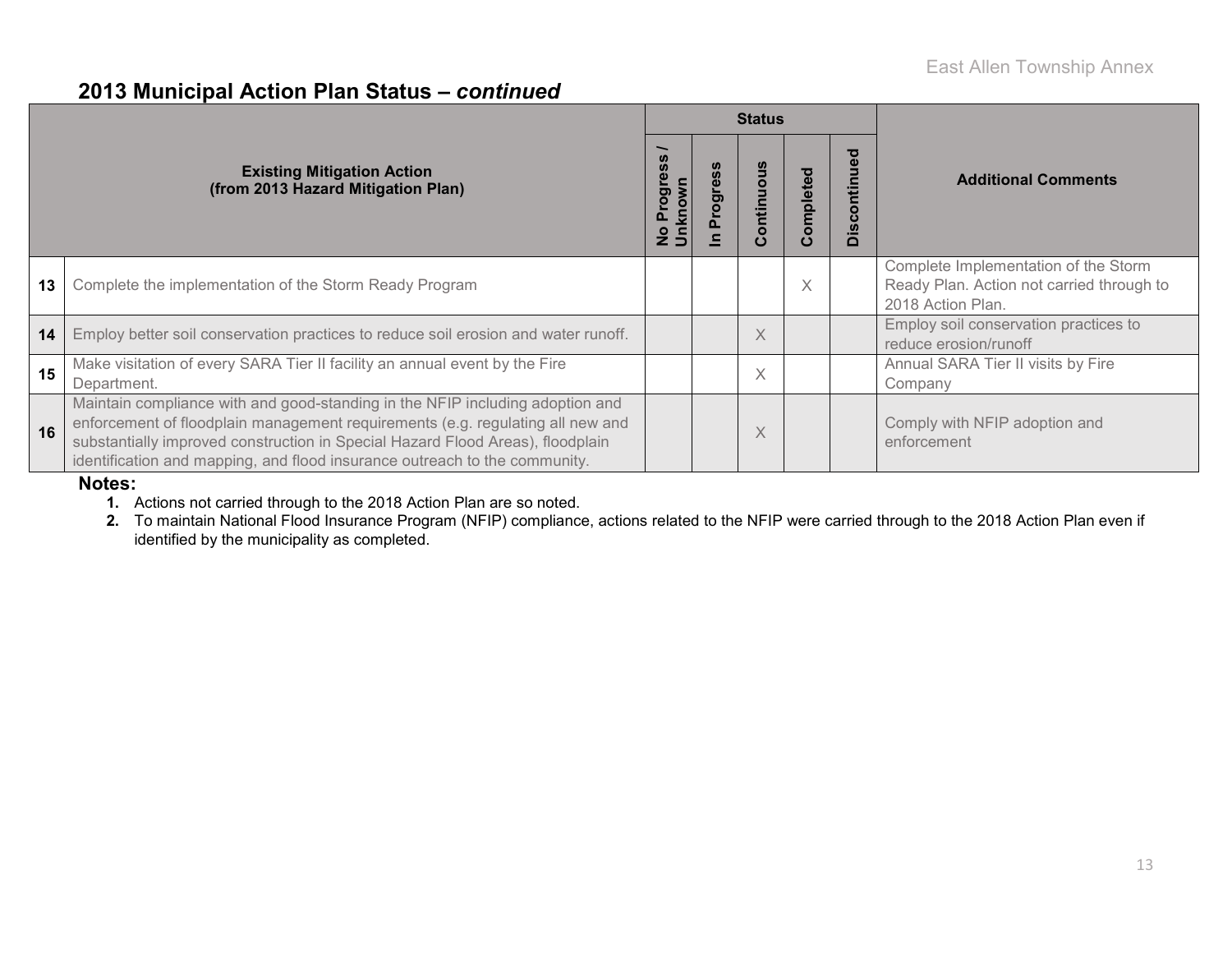## 2013 Municipal Action Plan Status – *continued*

| | Existing Mitigation Action (from 2013 Hazard Mitigation Plan) | Status | | | | | Additional Comments |
|---|---|---|---|---|---|---|---|
| | | No Progress / Unknown | In Progress | Continuous | Completed | Discontinued | |
| 13 | Complete the implementation of the Storm Ready Program | | | | X | | Complete Implementation of the Storm Ready Plan. Action not carried through to 2018 Action Plan. |
| 14 | Employ better soil conservation practices to reduce soil erosion and water runoff. | | | X | | | Employ soil conservation practices to reduce erosion/runoff |
| 15 | Make visitation of every SARA Tier II facility an annual event by the Fire Department. | | | X | | | Annual SARA Tier II visits by Fire Company |
| 16 | Maintain compliance with and good-standing in the NFIP including adoption and enforcement of floodplain management requirements (e.g. regulating all new and substantially improved construction in Special Hazard Flood Areas), floodplain identification and mapping, and flood insurance outreach to the community. | | | X | | | Comply with NFIP adoption and enforcement |

**Notes:**

1. Actions not carried through to the 2018 Action Plan are so noted.
2. To maintain National Flood Insurance Program (NFIP) compliance, actions related to the NFIP were carried through to the 2018 Action Plan even if identified by the municipality as completed.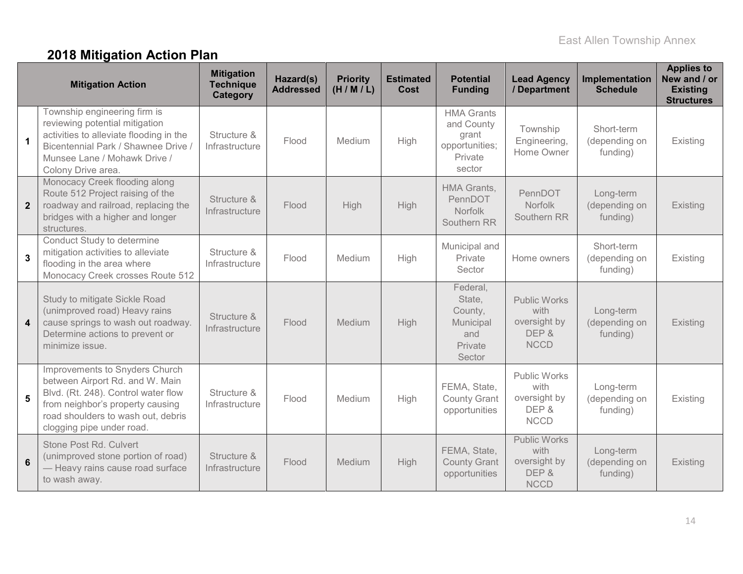## 2018 Mitigation Action Plan

| | Mitigation Action | Mitigation Technique Category | Hazard(s) Addressed | Priority (H / M / L) | Estimated Cost | Potential Funding | Lead Agency / Department | Implementation Schedule | Applies to New and / or Existing Structures |
|---|---|---|---|---|---|---|---|---|---|
| 1 | Township engineering firm is reviewing potential mitigation activities to alleviate flooding in the Bicentennial Park / Shawnee Drive / Munsee Lane / Mohawk Drive / Colony Drive area. | Structure & Infrastructure | Flood | Medium | High | HMA Grants and County grant opportunities; Private sector | Township Engineering, Home Owner | Short-term (depending on funding) | Existing |
| 2 | Monocacy Creek flooding along Route 512 Project raising of the roadway and railroad, replacing the bridges with a higher and longer structures. | Structure & Infrastructure | Flood | High | High | HMA Grants, PennDOT Norfolk Southern RR | PennDOT Norfolk Southern RR | Long-term (depending on funding) | Existing |
| 3 | Conduct Study to determine mitigation activities to alleviate flooding in the area where Monocacy Creek crosses Route 512 | Structure & Infrastructure | Flood | Medium | High | Municipal and Private Sector | Home owners | Short-term (depending on funding) | Existing |
| 4 | Study to mitigate Sickle Road (unimproved road) Heavy rains cause springs to wash out roadway. Determine actions to prevent or minimize issue. | Structure & Infrastructure | Flood | Medium | High | Federal, State, County, Municipal and Private Sector | Public Works with oversight by DEP & NCCD | Long-term (depending on funding) | Existing |
| 5 | Improvements to Snyders Church between Airport Rd. and W. Main Blvd. (Rt. 248). Control water flow from neighbor's property causing road shoulders to wash out, debris clogging pipe under road. | Structure & Infrastructure | Flood | Medium | High | FEMA, State, County Grant opportunities | Public Works with oversight by DEP & NCCD | Long-term (depending on funding) | Existing |
| 6 | Stone Post Rd. Culvert (unimproved stone portion of road) — Heavy rains cause road surface to wash away. | Structure & Infrastructure | Flood | Medium | High | FEMA, State, County Grant opportunities | Public Works with oversight by DEP & NCCD | Long-term (depending on funding) | Existing |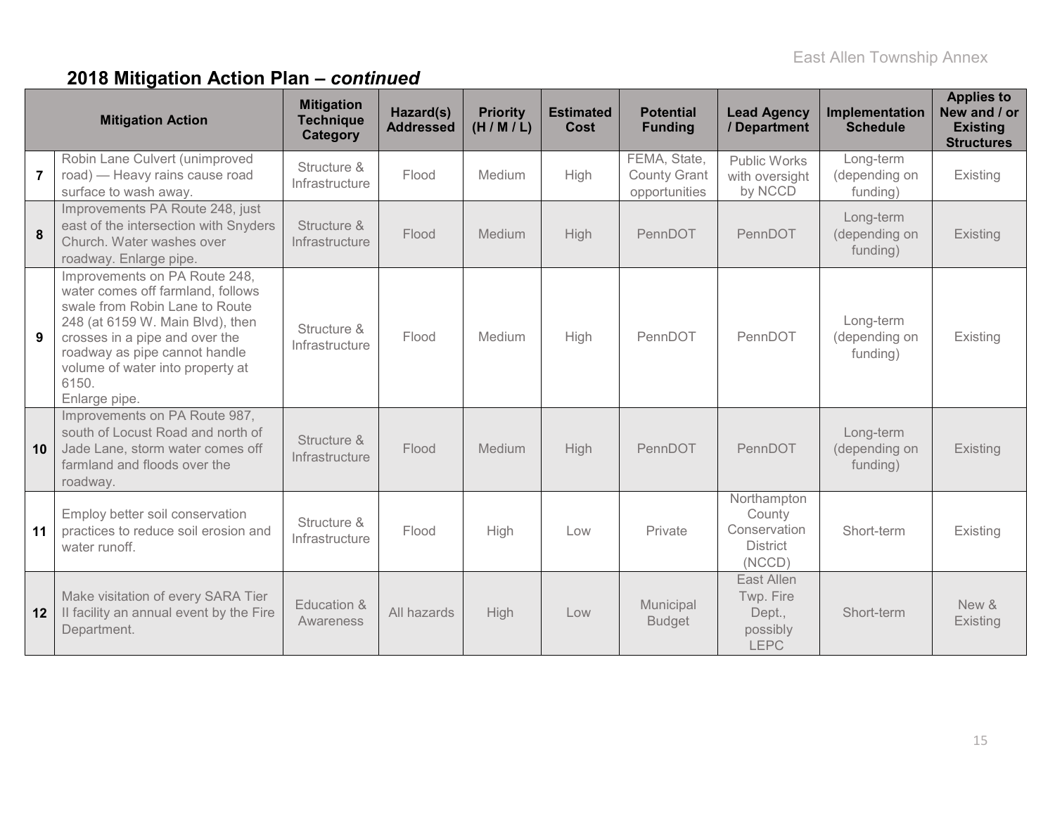## 2018 Mitigation Action Plan – *continued*

| | Mitigation Action | Mitigation Technique Category | Hazard(s) Addressed | Priority (H / M / L) | Estimated Cost | Potential Funding | Lead Agency / Department | Implementation Schedule | Applies to New and / or Existing Structures |
|---|---|---|---|---|---|---|---|---|---|
| 7 | Robin Lane Culvert (unimproved road) — Heavy rains cause road surface to wash away. | Structure & Infrastructure | Flood | Medium | High | FEMA, State, County Grant opportunities | Public Works with oversight by NCCD | Long-term (depending on funding) | Existing |
| 8 | Improvements PA Route 248, just east of the intersection with Snyders Church. Water washes over roadway. Enlarge pipe. | Structure & Infrastructure | Flood | Medium | High | PennDOT | PennDOT | Long-term (depending on funding) | Existing |
| 9 | Improvements on PA Route 248, water comes off farmland, follows swale from Robin Lane to Route 248 (at 6159 W. Main Blvd), then crosses in a pipe and over the roadway as pipe cannot handle volume of water into property at 6150. Enlarge pipe. | Structure & Infrastructure | Flood | Medium | High | PennDOT | PennDOT | Long-term (depending on funding) | Existing |
| 10 | Improvements on PA Route 987, south of Locust Road and north of Jade Lane, storm water comes off farmland and floods over the roadway. | Structure & Infrastructure | Flood | Medium | High | PennDOT | PennDOT | Long-term (depending on funding) | Existing |
| 11 | Employ better soil conservation practices to reduce soil erosion and water runoff. | Structure & Infrastructure | Flood | High | Low | Private | Northampton County Conservation District (NCCD) | Short-term | Existing |
| 12 | Make visitation of every SARA Tier II facility an annual event by the Fire Department. | Education & Awareness | All hazards | High | Low | Municipal Budget | East Allen Twp. Fire Dept., possibly LEPC | Short-term | New & Existing |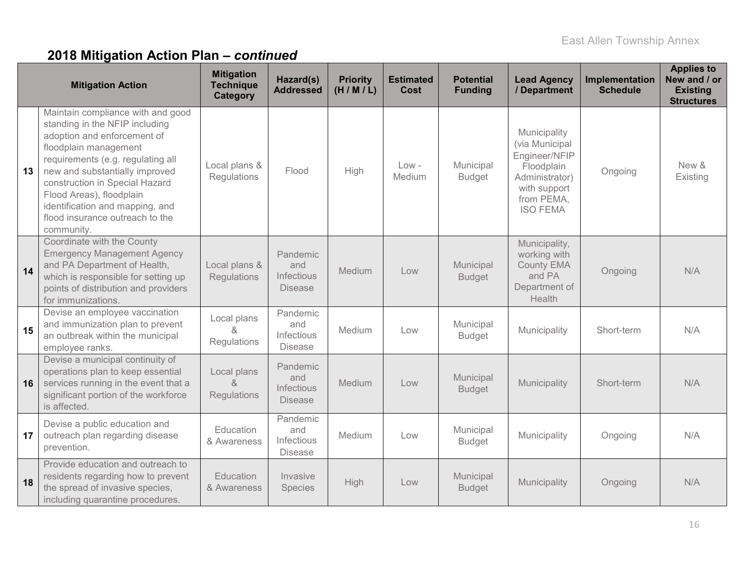## 2018 Mitigation Action Plan – *continued*

| | Mitigation Action | Mitigation Technique Category | Hazard(s) Addressed | Priority (H / M / L) | Estimated Cost | Potential Funding | Lead Agency / Department | Implementation Schedule | Applies to New and / or Existing Structures |
|---|---|---|---|---|---|---|---|---|---|
| 13 | Maintain compliance with and good standing in the NFIP including adoption and enforcement of floodplain management requirements (e.g. regulating all new and substantially improved construction in Special Hazard Flood Areas), floodplain identification and mapping, and flood insurance outreach to the community. | Local plans & Regulations | Flood | High | Low - Medium | Municipal Budget | Municipality (via Municipal Engineer/NFIP Floodplain Administrator) with support from PEMA, ISO FEMA | Ongoing | New & Existing |
| 14 | Coordinate with the County Emergency Management Agency and PA Department of Health, which is responsible for setting up points of distribution and providers for immunizations. | Local plans & Regulations | Pandemic and Infectious Disease | Medium | Low | Municipal Budget | Municipality, working with County EMA and PA Department of Health | Ongoing | N/A |
| 15 | Devise an employee vaccination and immunization plan to prevent an outbreak within the municipal employee ranks. | Local plans & Regulations | Pandemic and Infectious Disease | Medium | Low | Municipal Budget | Municipality | Short-term | N/A |
| 16 | Devise a municipal continuity of operations plan to keep essential services running in the event that a significant portion of the workforce is affected. | Local plans & Regulations | Pandemic and Infectious Disease | Medium | Low | Municipal Budget | Municipality | Short-term | N/A |
| 17 | Devise a public education and outreach plan regarding disease prevention. | Education & Awareness | Pandemic and Infectious Disease | Medium | Low | Municipal Budget | Municipality | Ongoing | N/A |
| 18 | Provide education and outreach to residents regarding how to prevent the spread of invasive species, including quarantine procedures. | Education & Awareness | Invasive Species | High | Low | Municipal Budget | Municipality | Ongoing | N/A |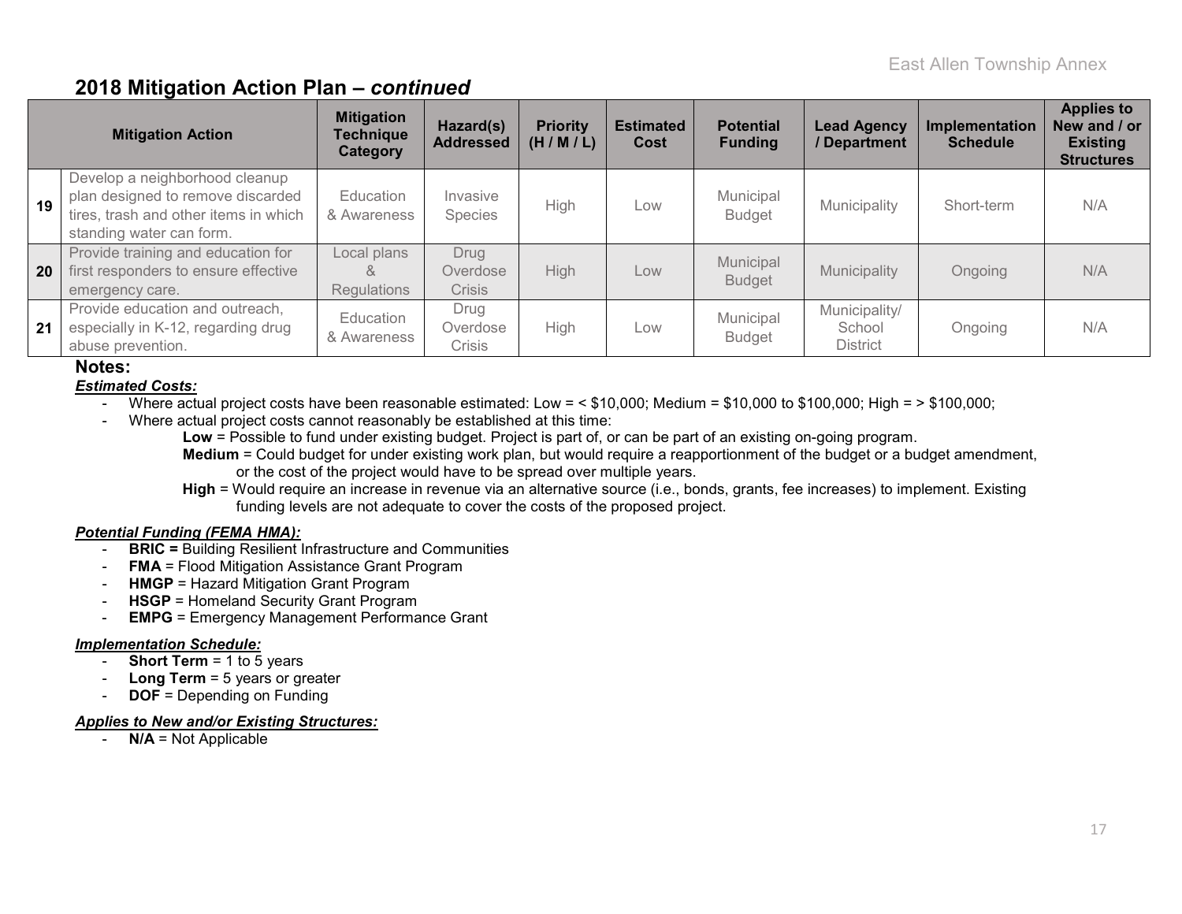## 2018 Mitigation Action Plan – *continued*

| | Mitigation Action | Mitigation Technique Category | Hazard(s) Addressed | Priority (H / M / L) | Estimated Cost | Potential Funding | Lead Agency / Department | Implementation Schedule | Applies to New and / or Existing Structures |
|---|---|---|---|---|---|---|---|---|---|
| 19 | Develop a neighborhood cleanup plan designed to remove discarded tires, trash and other items in which standing water can form. | Education & Awareness | Invasive Species | High | Low | Municipal Budget | Municipality | Short-term | N/A |
| 20 | Provide training and education for first responders to ensure effective emergency care. | Local plans & Regulations | Drug Overdose Crisis | High | Low | Municipal Budget | Municipality | Ongoing | N/A |
| 21 | Provide education and outreach, especially in K-12, regarding drug abuse prevention. | Education & Awareness | Drug Overdose Crisis | High | Low | Municipal Budget | Municipality/ School District | Ongoing | N/A |

**Notes:**

***Estimated Costs:***

- Where actual project costs have been reasonable estimated: Low = < $10,000; Medium = $10,000 to $100,000; High = > $100,000;
- Where actual project costs cannot reasonably be established at this time:
  - **Low** = Possible to fund under existing budget. Project is part of, or can be part of an existing on-going program.
  - **Medium** = Could budget for under existing work plan, but would require a reapportionment of the budget or a budget amendment, or the cost of the project would have to be spread over multiple years.
  - **High** = Would require an increase in revenue via an alternative source (i.e., bonds, grants, fee increases) to implement. Existing funding levels are not adequate to cover the costs of the proposed project.

***Potential Funding (FEMA HMA):***

- **BRIC =** Building Resilient Infrastructure and Communities
- **FMA** = Flood Mitigation Assistance Grant Program
- **HMGP** = Hazard Mitigation Grant Program
- **HSGP** = Homeland Security Grant Program
- **EMPG** = Emergency Management Performance Grant

***Implementation Schedule:***

- **Short Term** = 1 to 5 years
- **Long Term** = 5 years or greater
- **DOF** = Depending on Funding

***Applies to New and/or Existing Structures:***

- **N/A** = Not Applicable